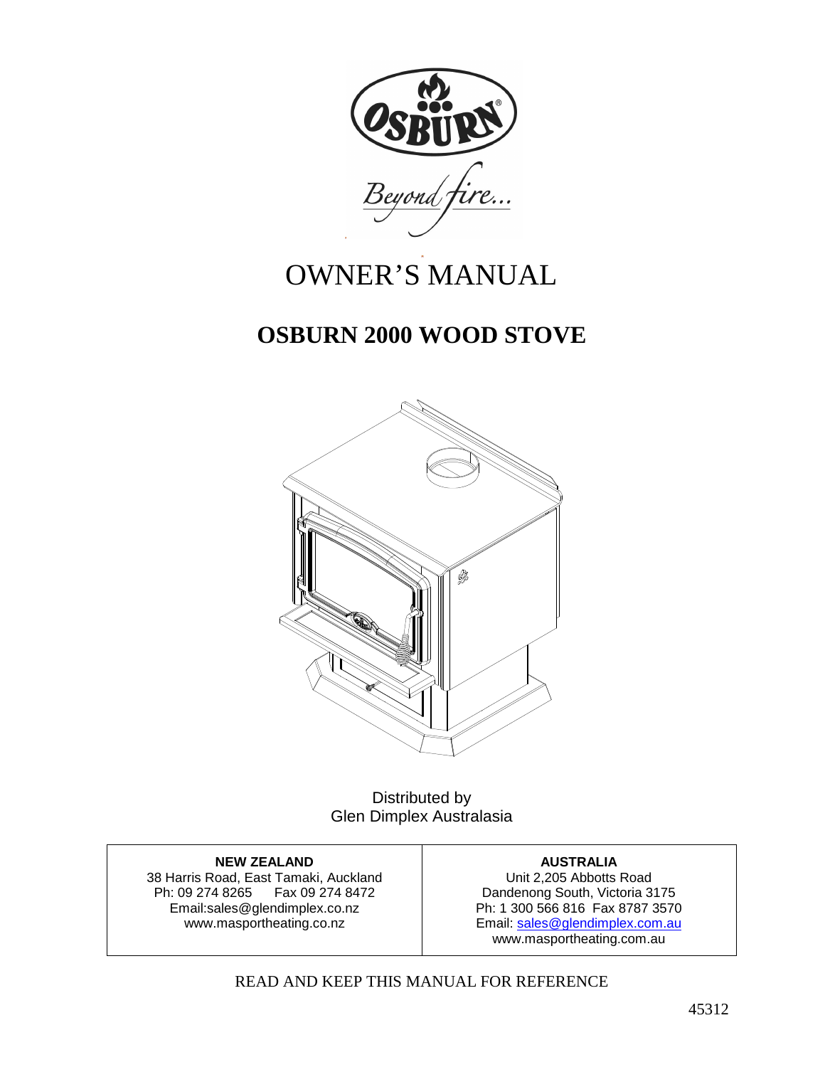# OWNER'S MANUAL

## OSBURN 2000 WOOD STOVE

Distributed by
Glen Dimplex Australasia

| NEW ZEALAND | AUSTRALIA |
|---|---|
| 38 Harris Road, East Tamaki, Auckland<br>Ph: 09 274 8265 Fax 09 274 8472<br>Email:sales@glendimplex.co.nz<br>www.masportheating.co.nz | Unit 2,205 Abbotts Road<br>Dandenong South, Victoria 3175<br>Ph: 1 300 566 816 Fax 8787 3570<br>Email: sales@glendimplex.com.au<br>www.masportheating.com.au |

READ AND KEEP THIS MANUAL FOR REFERENCE

45312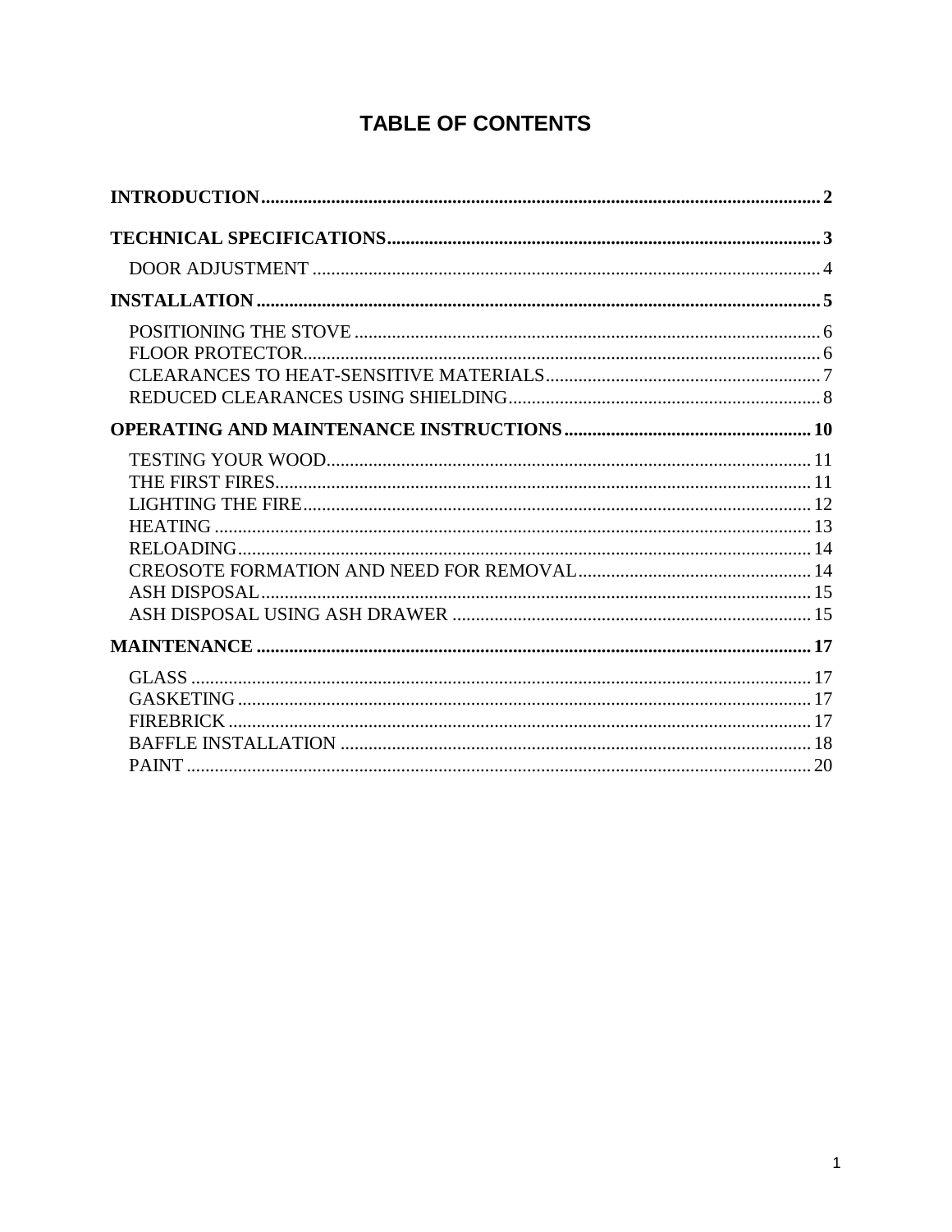# TABLE OF CONTENTS

**INTRODUCTION** ........................................................................................................................ 2

**TECHNICAL SPECIFICATIONS** ............................................................................................. 3

- DOOR ADJUSTMENT ............................................................................................................ 4

**INSTALLATION** ........................................................................................................................ 5

- POSITIONING THE STOVE ................................................................................................... 6
- FLOOR PROTECTOR ............................................................................................................. 6
- CLEARANCES TO HEAT-SENSITIVE MATERIALS ........................................................... 7
- REDUCED CLEARANCES USING SHIELDING ................................................................... 8

**OPERATING AND MAINTENANCE INSTRUCTIONS** ..................................................... 10

- TESTING YOUR WOOD ....................................................................................................... 11
- THE FIRST FIRES .................................................................................................................. 11
- LIGHTING THE FIRE ............................................................................................................ 12
- HEATING ............................................................................................................................... 13
- RELOADING .......................................................................................................................... 14
- CREOSOTE FORMATION AND NEED FOR REMOVAL .................................................. 14
- ASH DISPOSAL ..................................................................................................................... 15
- ASH DISPOSAL USING ASH DRAWER ............................................................................. 15

**MAINTENANCE** ...................................................................................................................... 17

- GLASS .................................................................................................................................... 17
- GASKETING .......................................................................................................................... 17
- FIREBRICK ............................................................................................................................ 17
- BAFFLE INSTALLATION ..................................................................................................... 18
- PAINT ..................................................................................................................................... 20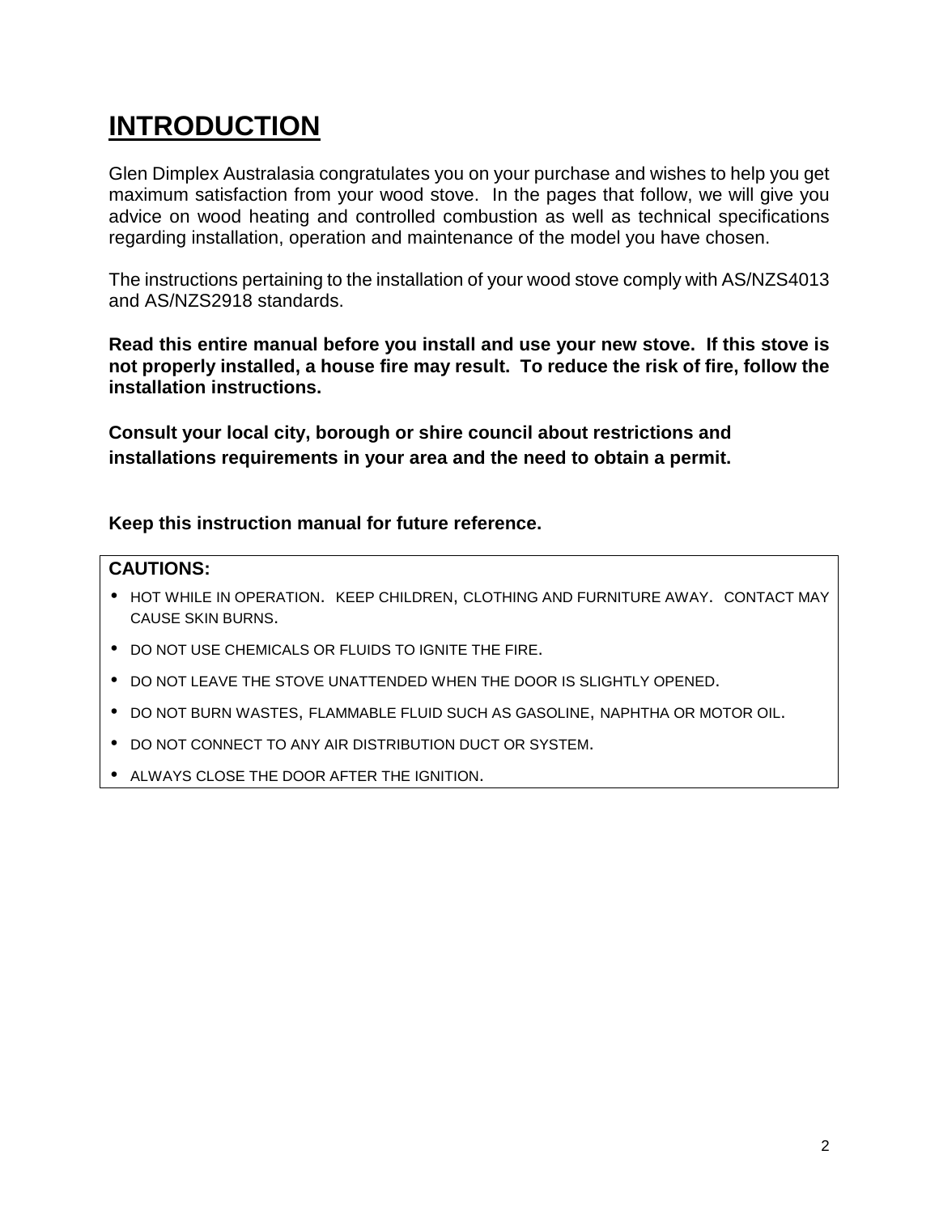# INTRODUCTION

Glen Dimplex Australasia congratulates you on your purchase and wishes to help you get maximum satisfaction from your wood stove. In the pages that follow, we will give you advice on wood heating and controlled combustion as well as technical specifications regarding installation, operation and maintenance of the model you have chosen.

The instructions pertaining to the installation of your wood stove comply with AS/NZS4013 and AS/NZS2918 standards.

**Read this entire manual before you install and use your new stove. If this stove is not properly installed, a house fire may result. To reduce the risk of fire, follow the installation instructions.**

**Consult your local city, borough or shire council about restrictions and installations requirements in your area and the need to obtain a permit.**

**Keep this instruction manual for future reference.**

**CAUTIONS:**

- HOT WHILE IN OPERATION. KEEP CHILDREN, CLOTHING AND FURNITURE AWAY. CONTACT MAY CAUSE SKIN BURNS.
- DO NOT USE CHEMICALS OR FLUIDS TO IGNITE THE FIRE.
- DO NOT LEAVE THE STOVE UNATTENDED WHEN THE DOOR IS SLIGHTLY OPENED.
- DO NOT BURN WASTES, FLAMMABLE FLUID SUCH AS GASOLINE, NAPHTHA OR MOTOR OIL.
- DO NOT CONNECT TO ANY AIR DISTRIBUTION DUCT OR SYSTEM.
- ALWAYS CLOSE THE DOOR AFTER THE IGNITION.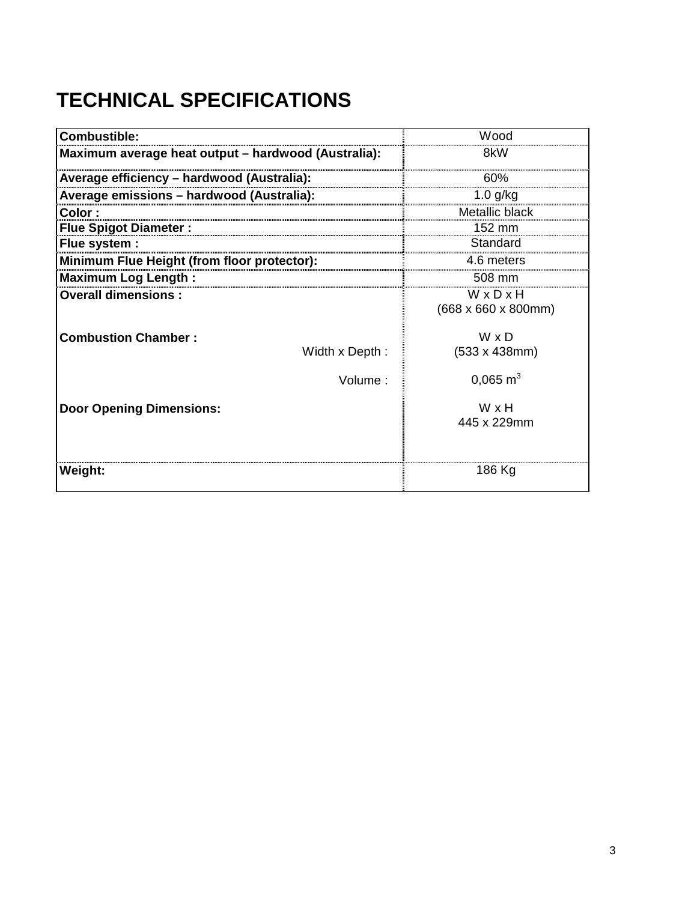# TECHNICAL SPECIFICATIONS

| | |
|---|---|
| **Combustible:** | Wood |
| **Maximum average heat output – hardwood (Australia):** | 8kW |
| **Average efficiency – hardwood (Australia):** | 60% |
| **Average emissions – hardwood (Australia):** | 1.0 g/kg |
| **Color :** | Metallic black |
| **Flue Spigot Diameter :** | 152 mm |
| **Flue system :** | Standard |
| **Minimum Flue Height (from floor protector):** | 4.6 meters |
| **Maximum Log Length :** | 508 mm |
| **Overall dimensions :** | W x D x H<br>(668 x 660 x 800mm) |
| **Combustion Chamber :** | W x D |
| Width x Depth : | (533 x 438mm) |
| Volume : | 0,065 $m^3$ |
| **Door Opening Dimensions:** | W x H<br>445 x 229mm |
| **Weight:** | 186 Kg |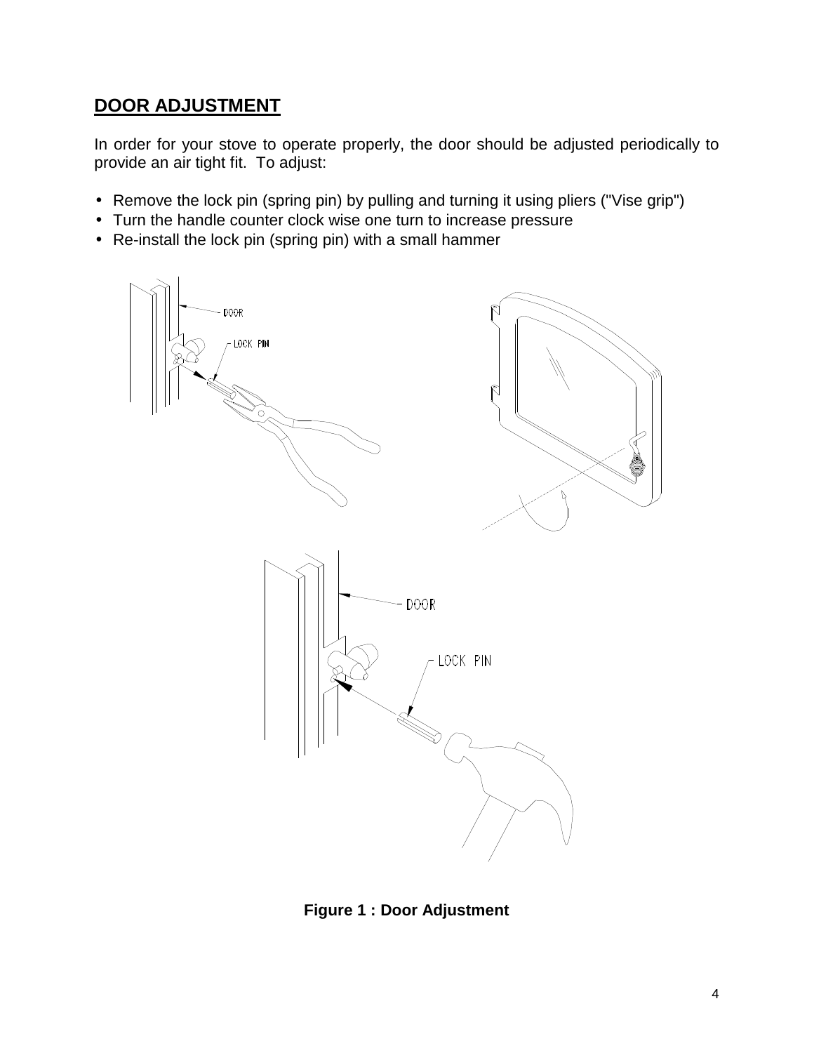## DOOR ADJUSTMENT

In order for your stove to operate properly, the door should be adjusted periodically to provide an air tight fit. To adjust:

- Remove the lock pin (spring pin) by pulling and turning it using pliers ("Vise grip")
- Turn the handle counter clock wise one turn to increase pressure
- Re-install the lock pin (spring pin) with a small hammer

DOOR

LOCK PIN

DOOR

LOCK PIN

**Figure 1 : Door Adjustment**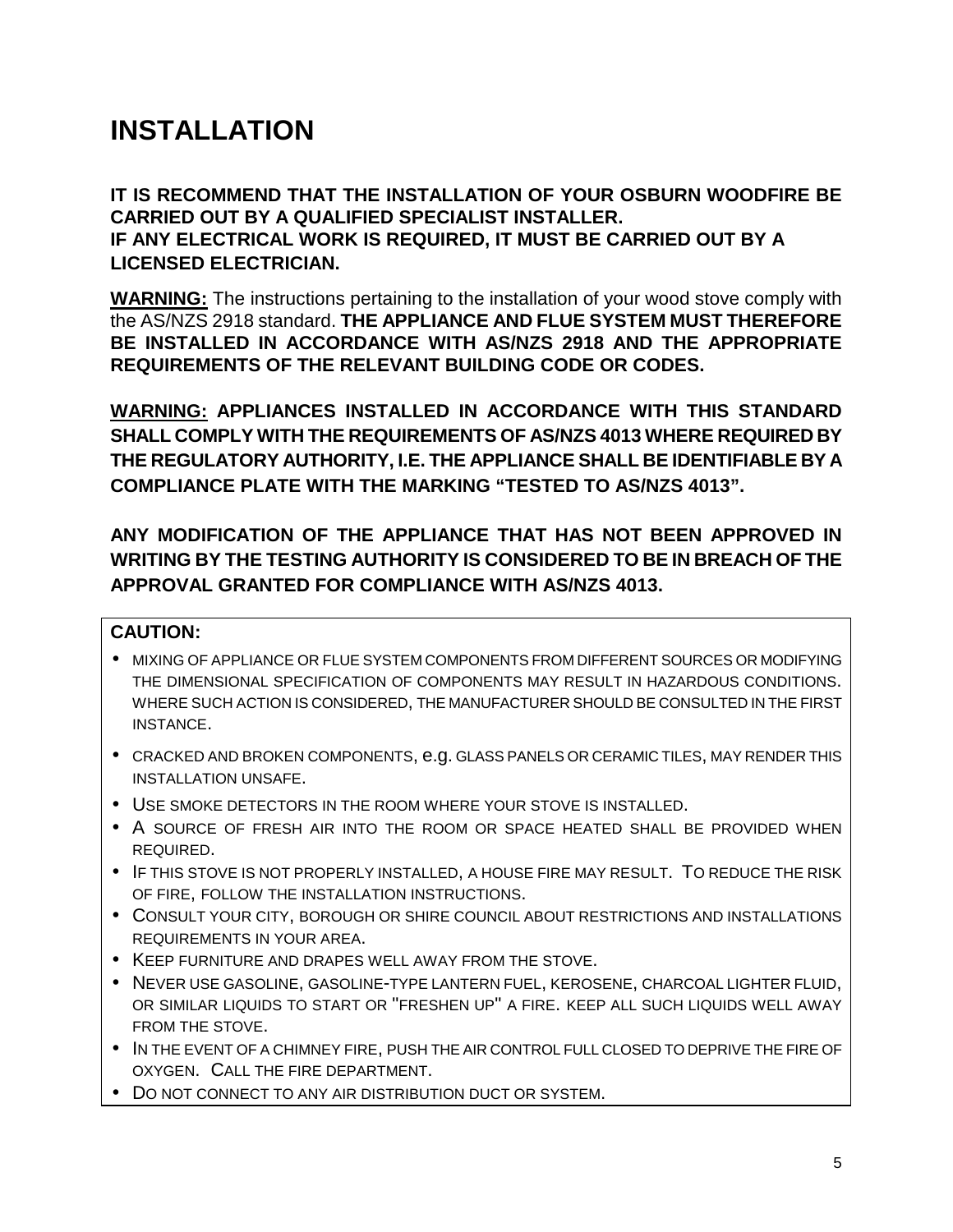# INSTALLATION

**IT IS RECOMMEND THAT THE INSTALLATION OF YOUR OSBURN WOODFIRE BE CARRIED OUT BY A QUALIFIED SPECIALIST INSTALLER.**
**IF ANY ELECTRICAL WORK IS REQUIRED, IT MUST BE CARRIED OUT BY A LICENSED ELECTRICIAN.**

**WARNING:** The instructions pertaining to the installation of your wood stove comply with the AS/NZS 2918 standard. **THE APPLIANCE AND FLUE SYSTEM MUST THEREFORE BE INSTALLED IN ACCORDANCE WITH AS/NZS 2918 AND THE APPROPRIATE REQUIREMENTS OF THE RELEVANT BUILDING CODE OR CODES.**

**WARNING: APPLIANCES INSTALLED IN ACCORDANCE WITH THIS STANDARD SHALL COMPLY WITH THE REQUIREMENTS OF AS/NZS 4013 WHERE REQUIRED BY THE REGULATORY AUTHORITY, I.E. THE APPLIANCE SHALL BE IDENTIFIABLE BY A COMPLIANCE PLATE WITH THE MARKING "TESTED TO AS/NZS 4013".**

**ANY MODIFICATION OF THE APPLIANCE THAT HAS NOT BEEN APPROVED IN WRITING BY THE TESTING AUTHORITY IS CONSIDERED TO BE IN BREACH OF THE APPROVAL GRANTED FOR COMPLIANCE WITH AS/NZS 4013.**

**CAUTION:**

- MIXING OF APPLIANCE OR FLUE SYSTEM COMPONENTS FROM DIFFERENT SOURCES OR MODIFYING THE DIMENSIONAL SPECIFICATION OF COMPONENTS MAY RESULT IN HAZARDOUS CONDITIONS. WHERE SUCH ACTION IS CONSIDERED, THE MANUFACTURER SHOULD BE CONSULTED IN THE FIRST INSTANCE.
- CRACKED AND BROKEN COMPONENTS, e.g. GLASS PANELS OR CERAMIC TILES, MAY RENDER THIS INSTALLATION UNSAFE.
- USE SMOKE DETECTORS IN THE ROOM WHERE YOUR STOVE IS INSTALLED.
- A SOURCE OF FRESH AIR INTO THE ROOM OR SPACE HEATED SHALL BE PROVIDED WHEN REQUIRED.
- IF THIS STOVE IS NOT PROPERLY INSTALLED, A HOUSE FIRE MAY RESULT. TO REDUCE THE RISK OF FIRE, FOLLOW THE INSTALLATION INSTRUCTIONS.
- CONSULT YOUR CITY, BOROUGH OR SHIRE COUNCIL ABOUT RESTRICTIONS AND INSTALLATIONS REQUIREMENTS IN YOUR AREA.
- KEEP FURNITURE AND DRAPES WELL AWAY FROM THE STOVE.
- NEVER USE GASOLINE, GASOLINE-TYPE LANTERN FUEL, KEROSENE, CHARCOAL LIGHTER FLUID, OR SIMILAR LIQUIDS TO START OR "FRESHEN UP" A FIRE. KEEP ALL SUCH LIQUIDS WELL AWAY FROM THE STOVE.
- IN THE EVENT OF A CHIMNEY FIRE, PUSH THE AIR CONTROL FULL CLOSED TO DEPRIVE THE FIRE OF OXYGEN. CALL THE FIRE DEPARTMENT.
- DO NOT CONNECT TO ANY AIR DISTRIBUTION DUCT OR SYSTEM.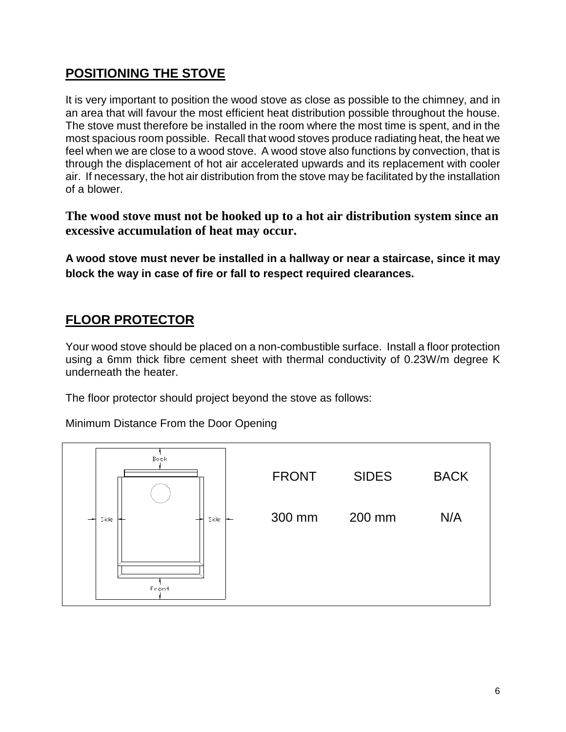## POSITIONING THE STOVE

It is very important to position the wood stove as close as possible to the chimney, and in an area that will favour the most efficient heat distribution possible throughout the house. The stove must therefore be installed in the room where the most time is spent, and in the most spacious room possible. Recall that wood stoves produce radiating heat, the heat we feel when we are close to a wood stove. A wood stove also functions by convection, that is through the displacement of hot air accelerated upwards and its replacement with cooler air. If necessary, the hot air distribution from the stove may be facilitated by the installation of a blower.

**The wood stove must not be hooked up to a hot air distribution system since an excessive accumulation of heat may occur.**

**A wood stove must never be installed in a hallway or near a staircase, since it may block the way in case of fire or fall to respect required clearances.**

## FLOOR PROTECTOR

Your wood stove should be placed on a non-combustible surface. Install a floor protection using a 6mm thick fibre cement sheet with thermal conductivity of 0.23W/m degree K underneath the heater.

The floor protector should project beyond the stove as follows:

Minimum Distance From the Door Opening

Back

Side

Side

Front

| FRONT | SIDES | BACK |
|---|---|---|
| 300 mm | 200 mm | N/A |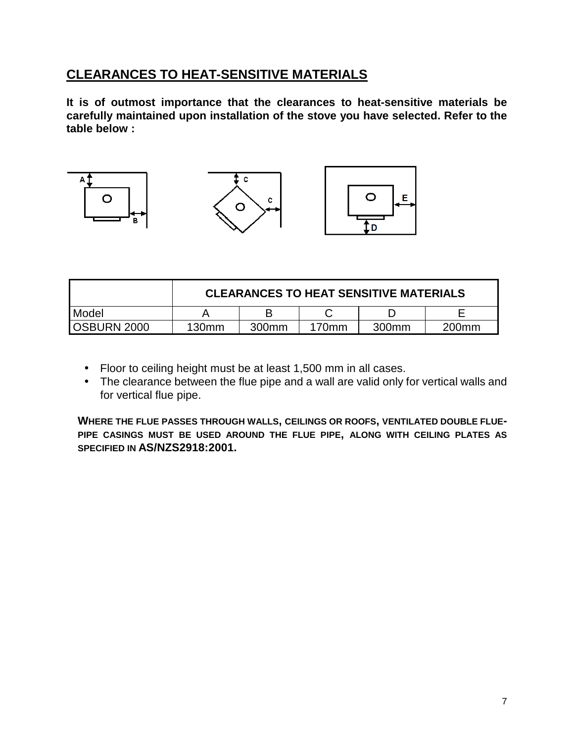## CLEARANCES TO HEAT-SENSITIVE MATERIALS

**It is of outmost importance that the clearances to heat-sensitive materials be carefully maintained upon installation of the stove you have selected. Refer to the table below :**

A
B
C
C
E
D

| | CLEARANCES TO HEAT SENSITIVE MATERIALS | | | | |
|---|---|---|---|---|---|
| Model | A | B | C | D | E |
| OSBURN 2000 | 130mm | 300mm | 170mm | 300mm | 200mm |

- Floor to ceiling height must be at least 1,500 mm in all cases.
- The clearance between the flue pipe and a wall are valid only for vertical walls and for vertical flue pipe.

**WHERE THE FLUE PASSES THROUGH WALLS, CEILINGS OR ROOFS, VENTILATED DOUBLE FLUE-PIPE CASINGS MUST BE USED AROUND THE FLUE PIPE, ALONG WITH CEILING PLATES AS SPECIFIED IN AS/NZS2918:2001.**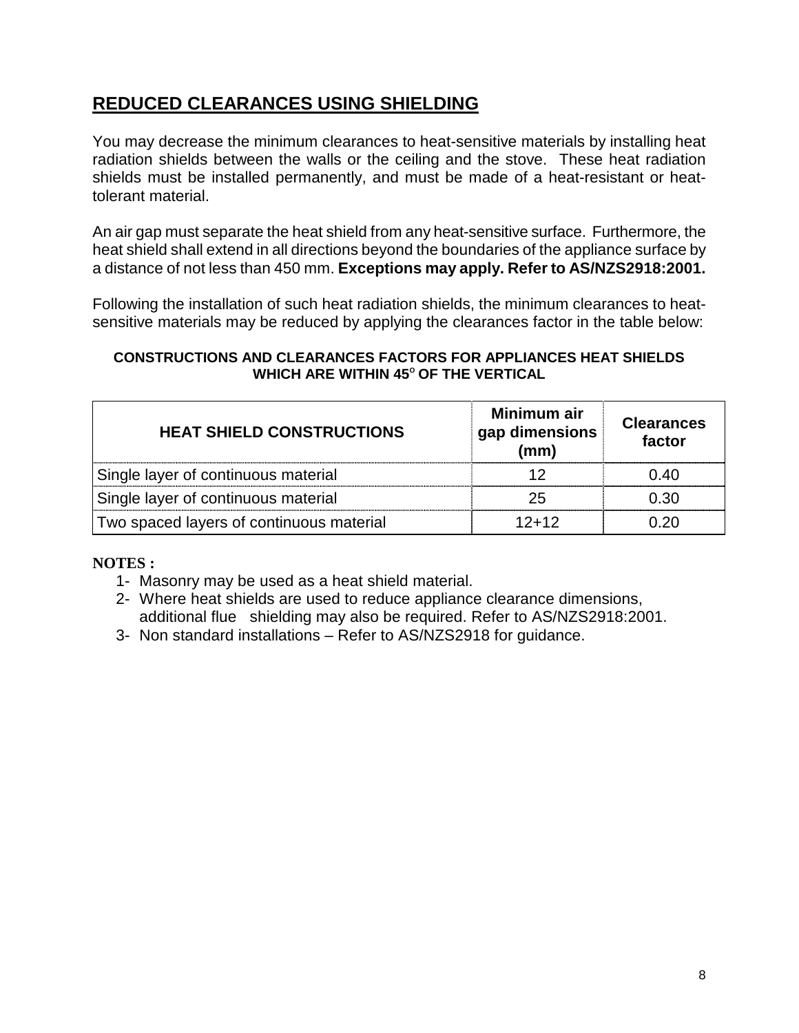## REDUCED CLEARANCES USING SHIELDING

You may decrease the minimum clearances to heat-sensitive materials by installing heat radiation shields between the walls or the ceiling and the stove. These heat radiation shields must be installed permanently, and must be made of a heat-resistant or heat-tolerant material.

An air gap must separate the heat shield from any heat-sensitive surface. Furthermore, the heat shield shall extend in all directions beyond the boundaries of the appliance surface by a distance of not less than 450 mm. **Exceptions may apply. Refer to AS/NZS2918:2001.**

Following the installation of such heat radiation shields, the minimum clearances to heat-sensitive materials may be reduced by applying the clearances factor in the table below:

**CONSTRUCTIONS AND CLEARANCES FACTORS FOR APPLIANCES HEAT SHIELDS WHICH ARE WITHIN 45$^{o}$ OF THE VERTICAL**

| HEAT SHIELD CONSTRUCTIONS | Minimum air gap dimensions (mm) | Clearances factor |
|---|---|---|
| Single layer of continuous material | 12 | 0.40 |
| Single layer of continuous material | 25 | 0.30 |
| Two spaced layers of continuous material | 12+12 | 0.20 |

**NOTES :**

1- Masonry may be used as a heat shield material.
2- Where heat shields are used to reduce appliance clearance dimensions, additional flue shielding may also be required. Refer to AS/NZS2918:2001.
3- Non standard installations – Refer to AS/NZS2918 for guidance.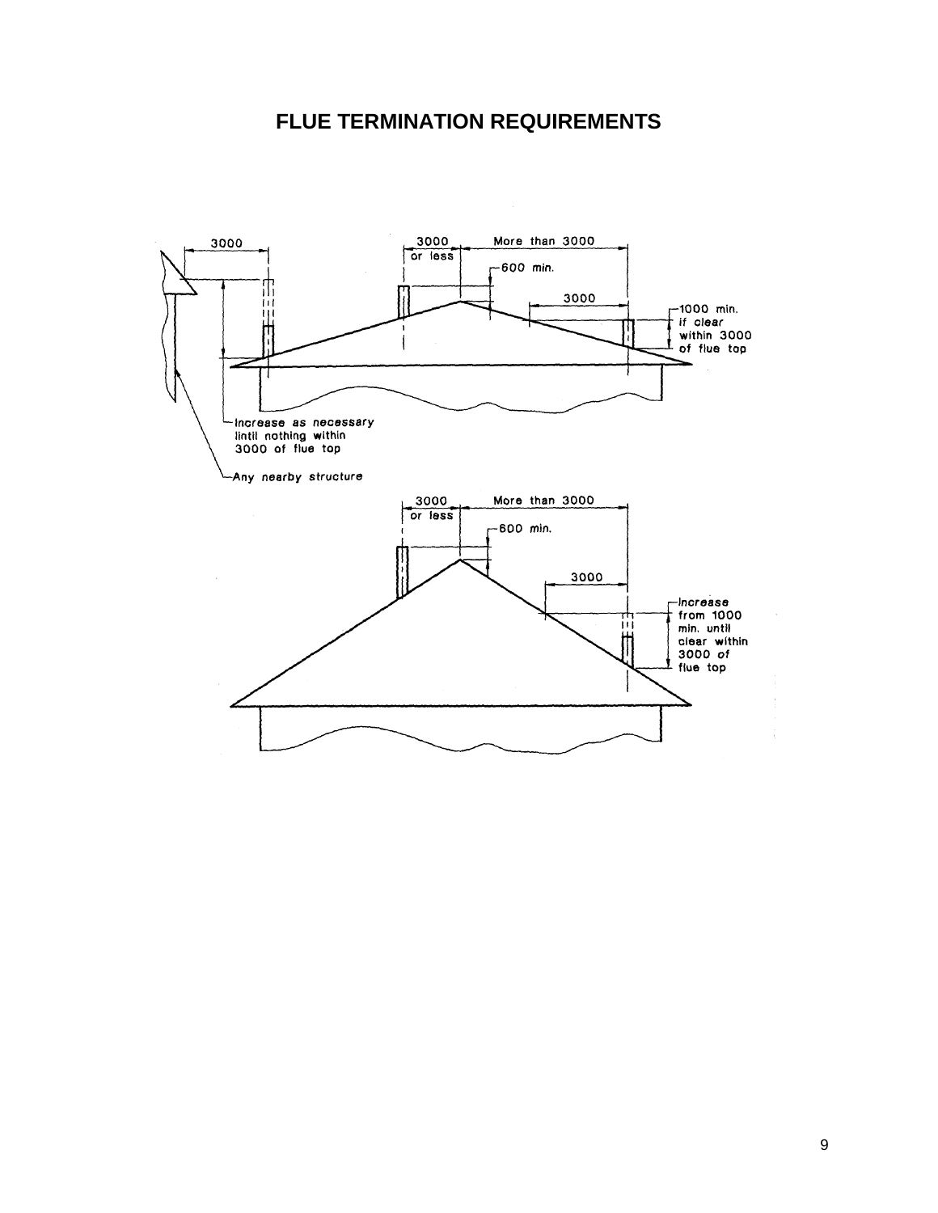# FLUE TERMINATION REQUIREMENTS

3000

3000 or less

More than 3000

600 min.

3000

1000 min. if clear within 3000 of flue top

Increase as necessary until nothing within 3000 of flue top

Any nearby structure

3000 or less

More than 3000

600 min.

3000

Increase from 1000 min. until clear within 3000 of flue top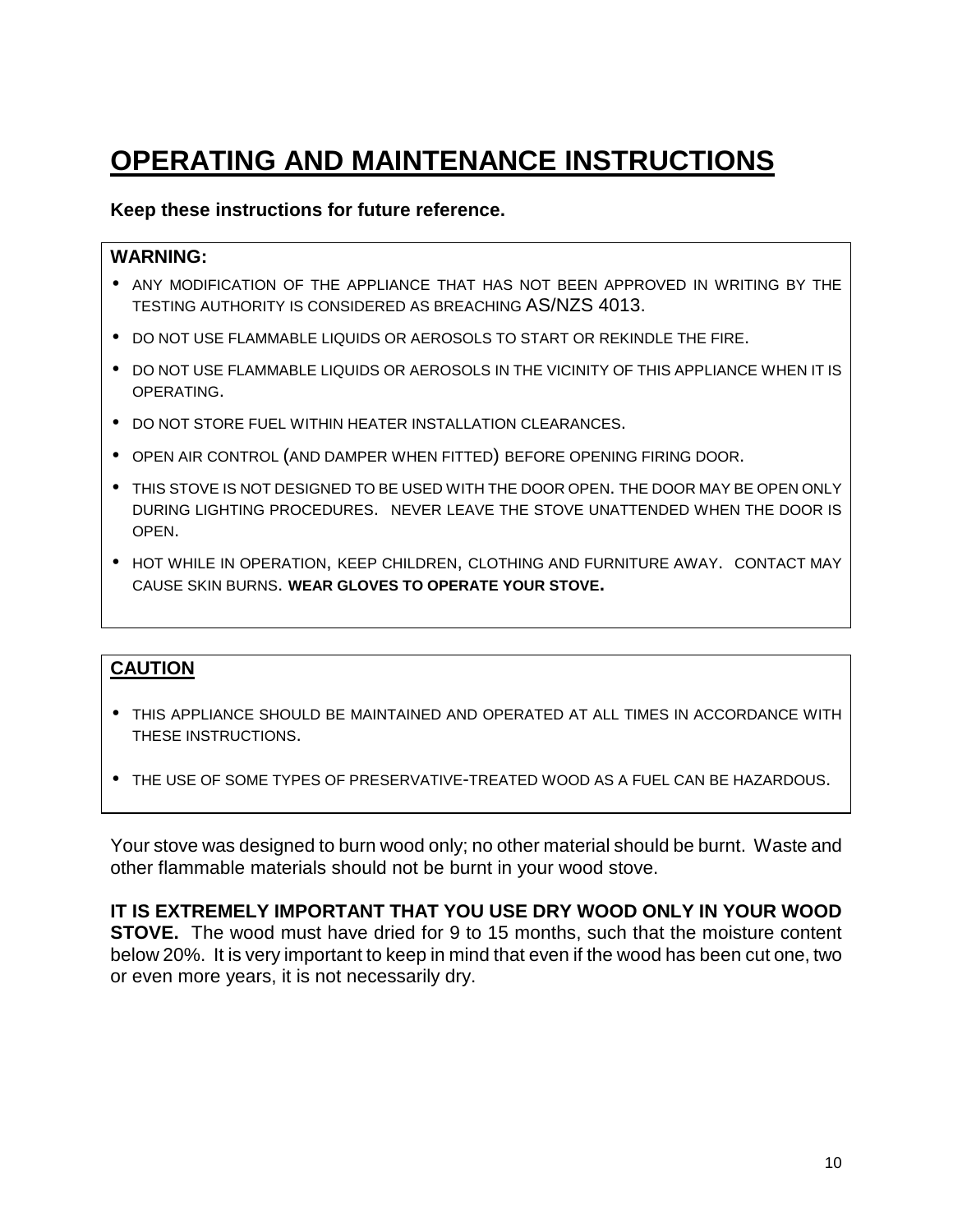# OPERATING AND MAINTENANCE INSTRUCTIONS

**Keep these instructions for future reference.**

**WARNING:**

- ANY MODIFICATION OF THE APPLIANCE THAT HAS NOT BEEN APPROVED IN WRITING BY THE TESTING AUTHORITY IS CONSIDERED AS BREACHING AS/NZS 4013.
- DO NOT USE FLAMMABLE LIQUIDS OR AEROSOLS TO START OR REKINDLE THE FIRE.
- DO NOT USE FLAMMABLE LIQUIDS OR AEROSOLS IN THE VICINITY OF THIS APPLIANCE WHEN IT IS OPERATING.
- DO NOT STORE FUEL WITHIN HEATER INSTALLATION CLEARANCES.
- OPEN AIR CONTROL (AND DAMPER WHEN FITTED) BEFORE OPENING FIRING DOOR.
- THIS STOVE IS NOT DESIGNED TO BE USED WITH THE DOOR OPEN. THE DOOR MAY BE OPEN ONLY DURING LIGHTING PROCEDURES. NEVER LEAVE THE STOVE UNATTENDED WHEN THE DOOR IS OPEN.
- HOT WHILE IN OPERATION, KEEP CHILDREN, CLOTHING AND FURNITURE AWAY. CONTACT MAY CAUSE SKIN BURNS. **WEAR GLOVES TO OPERATE YOUR STOVE.**

**CAUTION**

- THIS APPLIANCE SHOULD BE MAINTAINED AND OPERATED AT ALL TIMES IN ACCORDANCE WITH THESE INSTRUCTIONS.
- THE USE OF SOME TYPES OF PRESERVATIVE-TREATED WOOD AS A FUEL CAN BE HAZARDOUS.

Your stove was designed to burn wood only; no other material should be burnt. Waste and other flammable materials should not be burnt in your wood stove.

**IT IS EXTREMELY IMPORTANT THAT YOU USE DRY WOOD ONLY IN YOUR WOOD STOVE.** The wood must have dried for 9 to 15 months, such that the moisture content below 20%. It is very important to keep in mind that even if the wood has been cut one, two or even more years, it is not necessarily dry.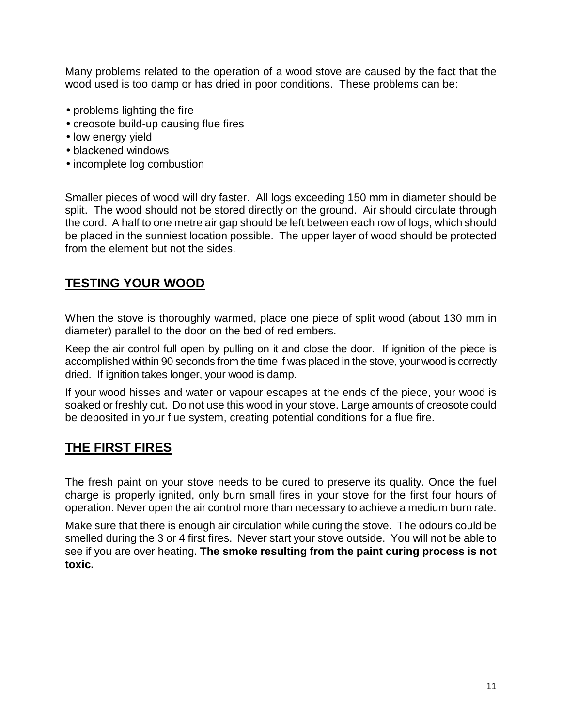Many problems related to the operation of a wood stove are caused by the fact that the wood used is too damp or has dried in poor conditions.  These problems can be:

- problems lighting the fire
- creosote build-up causing flue fires
- low energy yield
- blackened windows
- incomplete log combustion

Smaller pieces of wood will dry faster.  All logs exceeding 150 mm in diameter should be split.  The wood should not be stored directly on the ground.  Air should circulate through the cord.  A half to one metre air gap should be left between each row of logs, which should be placed in the sunniest location possible.  The upper layer of wood should be protected from the element but not the sides.

## TESTING YOUR WOOD

When the stove is thoroughly warmed, place one piece of split wood (about 130 mm in diameter) parallel to the door on the bed of red embers.

Keep the air control full open by pulling on it and close the door.  If ignition of the piece is accomplished within 90 seconds from the time if was placed in the stove, your wood is correctly dried.  If ignition takes longer, your wood is damp.

If your wood hisses and water or vapour escapes at the ends of the piece, your wood is soaked or freshly cut.  Do not use this wood in your stove. Large amounts of creosote could be deposited in your flue system, creating potential conditions for a flue fire.

## THE FIRST FIRES

The fresh paint on your stove needs to be cured to preserve its quality. Once the fuel charge is properly ignited, only burn small fires in your stove for the first four hours of operation. Never open the air control more than necessary to achieve a medium burn rate.

Make sure that there is enough air circulation while curing the stove.  The odours could be smelled during the 3 or 4 first fires.  Never start your stove outside.  You will not be able to see if you are over heating. **The smoke resulting from the paint curing process is not toxic.**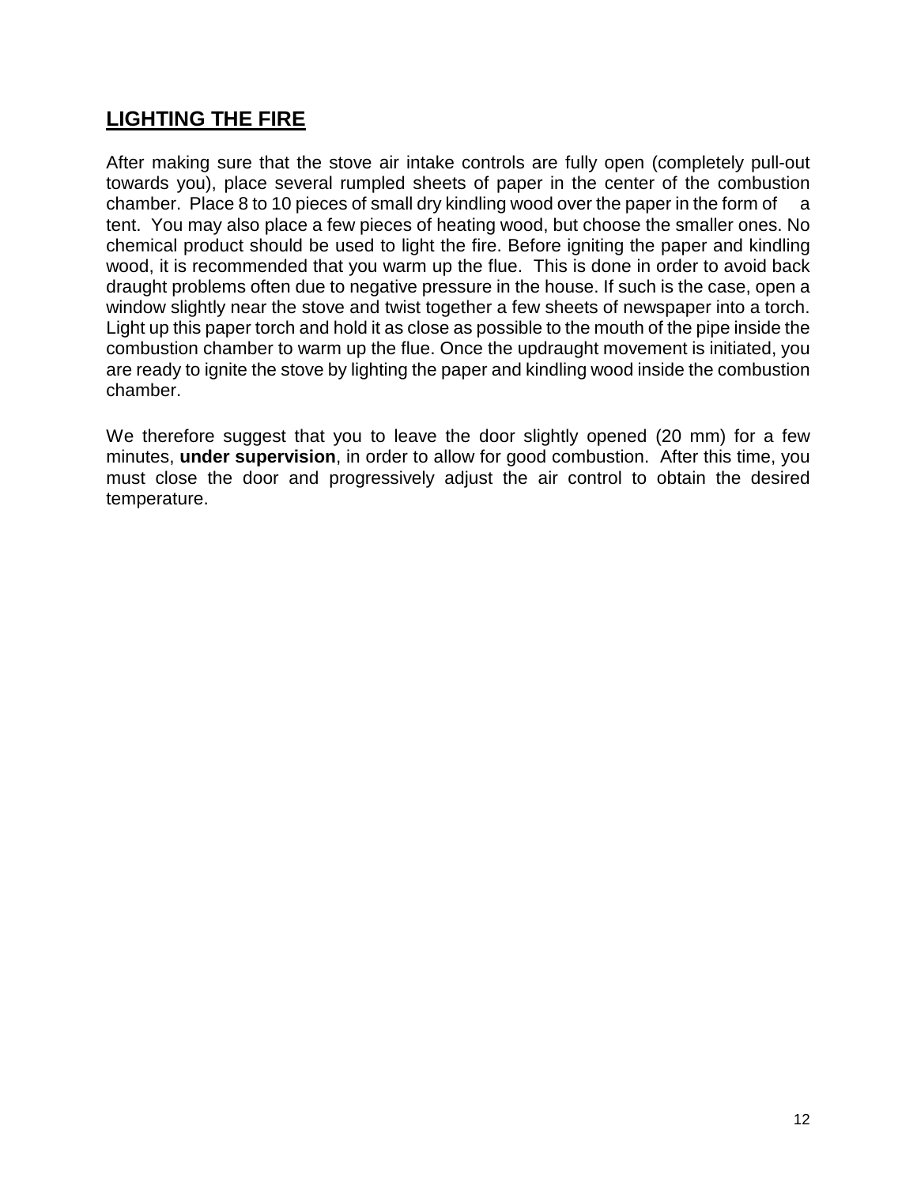## LIGHTING THE FIRE

After making sure that the stove air intake controls are fully open (completely pull-out towards you), place several rumpled sheets of paper in the center of the combustion chamber. Place 8 to 10 pieces of small dry kindling wood over the paper in the form of a tent. You may also place a few pieces of heating wood, but choose the smaller ones. No chemical product should be used to light the fire. Before igniting the paper and kindling wood, it is recommended that you warm up the flue. This is done in order to avoid back draught problems often due to negative pressure in the house. If such is the case, open a window slightly near the stove and twist together a few sheets of newspaper into a torch. Light up this paper torch and hold it as close as possible to the mouth of the pipe inside the combustion chamber to warm up the flue. Once the updraught movement is initiated, you are ready to ignite the stove by lighting the paper and kindling wood inside the combustion chamber.

We therefore suggest that you to leave the door slightly opened (20 mm) for a few minutes, **under supervision**, in order to allow for good combustion. After this time, you must close the door and progressively adjust the air control to obtain the desired temperature.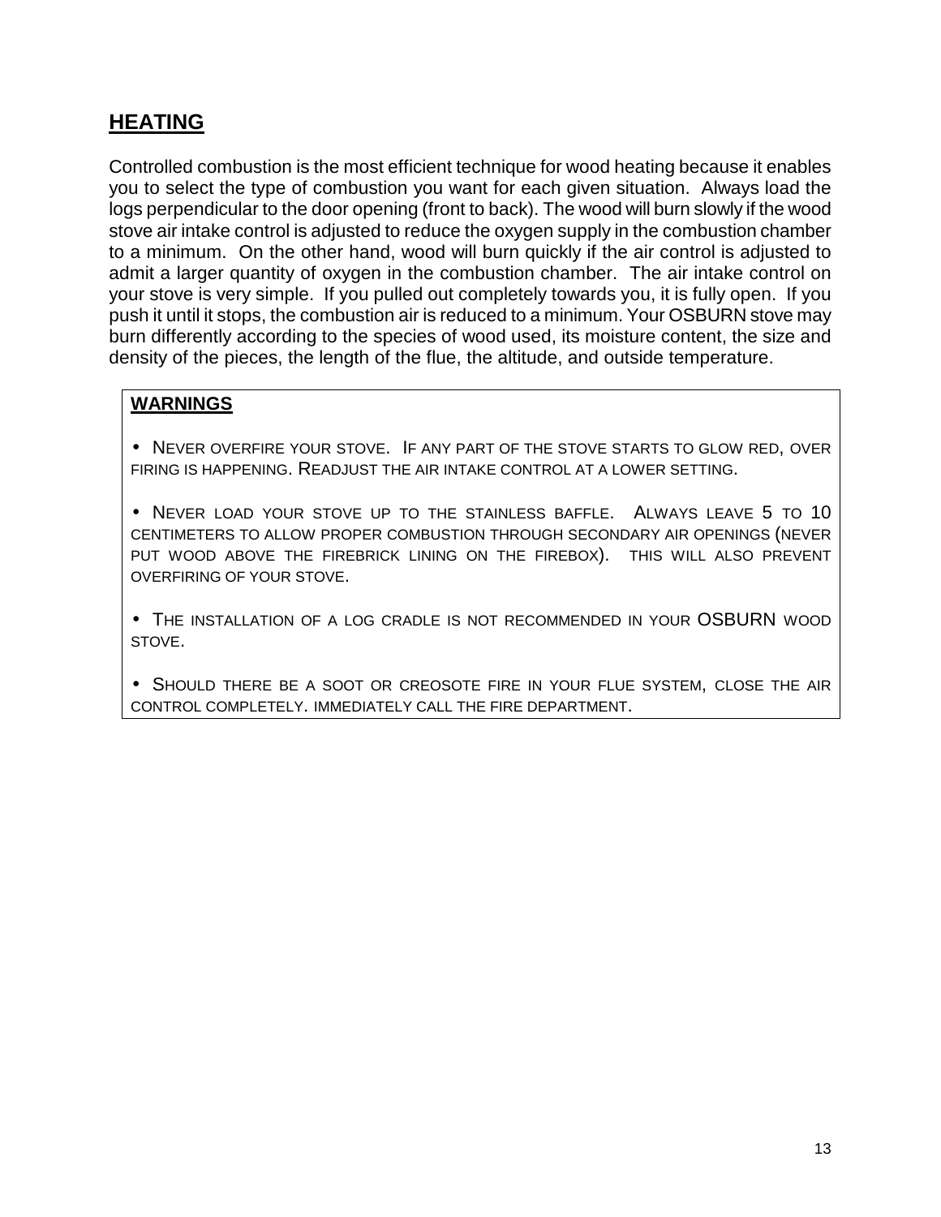## HEATING

Controlled combustion is the most efficient technique for wood heating because it enables you to select the type of combustion you want for each given situation. Always load the logs perpendicular to the door opening (front to back). The wood will burn slowly if the wood stove air intake control is adjusted to reduce the oxygen supply in the combustion chamber to a minimum. On the other hand, wood will burn quickly if the air control is adjusted to admit a larger quantity of oxygen in the combustion chamber. The air intake control on your stove is very simple. If you pulled out completely towards you, it is fully open. If you push it until it stops, the combustion air is reduced to a minimum. Your OSBURN stove may burn differently according to the species of wood used, its moisture content, the size and density of the pieces, the length of the flue, the altitude, and outside temperature.

**WARNINGS**

- NEVER OVERFIRE YOUR STOVE. IF ANY PART OF THE STOVE STARTS TO GLOW RED, OVER FIRING IS HAPPENING. READJUST THE AIR INTAKE CONTROL AT A LOWER SETTING.

- NEVER LOAD YOUR STOVE UP TO THE STAINLESS BAFFLE. ALWAYS LEAVE 5 TO 10 CENTIMETERS TO ALLOW PROPER COMBUSTION THROUGH SECONDARY AIR OPENINGS (NEVER PUT WOOD ABOVE THE FIREBRICK LINING ON THE FIREBOX). THIS WILL ALSO PREVENT OVERFIRING OF YOUR STOVE.

- THE INSTALLATION OF A LOG CRADLE IS NOT RECOMMENDED IN YOUR OSBURN WOOD STOVE.

- SHOULD THERE BE A SOOT OR CREOSOTE FIRE IN YOUR FLUE SYSTEM, CLOSE THE AIR CONTROL COMPLETELY. IMMEDIATELY CALL THE FIRE DEPARTMENT.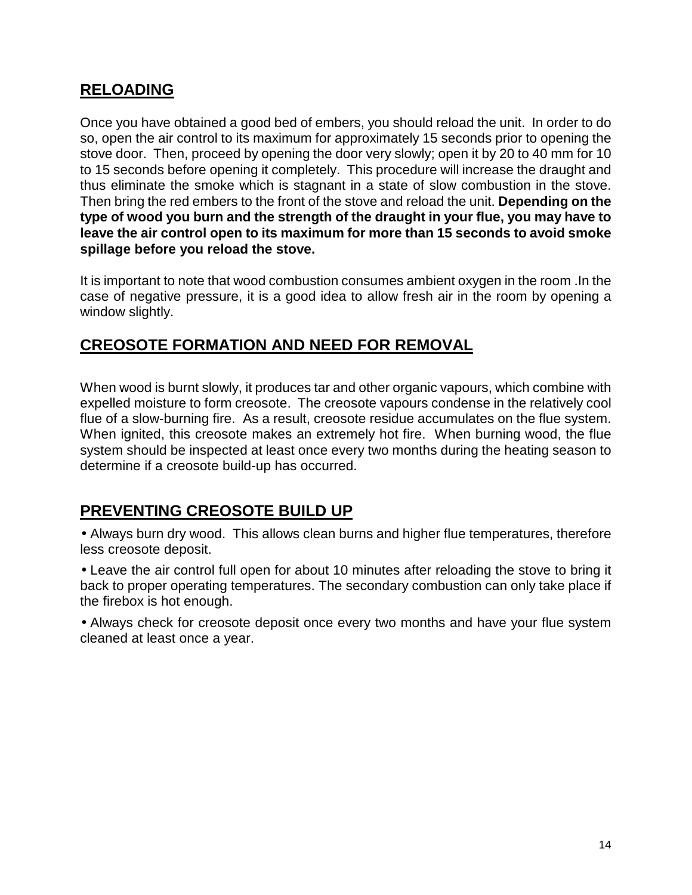## RELOADING

Once you have obtained a good bed of embers, you should reload the unit. In order to do so, open the air control to its maximum for approximately 15 seconds prior to opening the stove door. Then, proceed by opening the door very slowly; open it by 20 to 40 mm for 10 to 15 seconds before opening it completely. This procedure will increase the draught and thus eliminate the smoke which is stagnant in a state of slow combustion in the stove. Then bring the red embers to the front of the stove and reload the unit. **Depending on the type of wood you burn and the strength of the draught in your flue, you may have to leave the air control open to its maximum for more than 15 seconds to avoid smoke spillage before you reload the stove.**

It is important to note that wood combustion consumes ambient oxygen in the room .In the case of negative pressure, it is a good idea to allow fresh air in the room by opening a window slightly.

## CREOSOTE FORMATION AND NEED FOR REMOVAL

When wood is burnt slowly, it produces tar and other organic vapours, which combine with expelled moisture to form creosote. The creosote vapours condense in the relatively cool flue of a slow-burning fire. As a result, creosote residue accumulates on the flue system. When ignited, this creosote makes an extremely hot fire. When burning wood, the flue system should be inspected at least once every two months during the heating season to determine if a creosote build-up has occurred.

## PREVENTING CREOSOTE BUILD UP

- Always burn dry wood. This allows clean burns and higher flue temperatures, therefore less creosote deposit.
- Leave the air control full open for about 10 minutes after reloading the stove to bring it back to proper operating temperatures. The secondary combustion can only take place if the firebox is hot enough.
- Always check for creosote deposit once every two months and have your flue system cleaned at least once a year.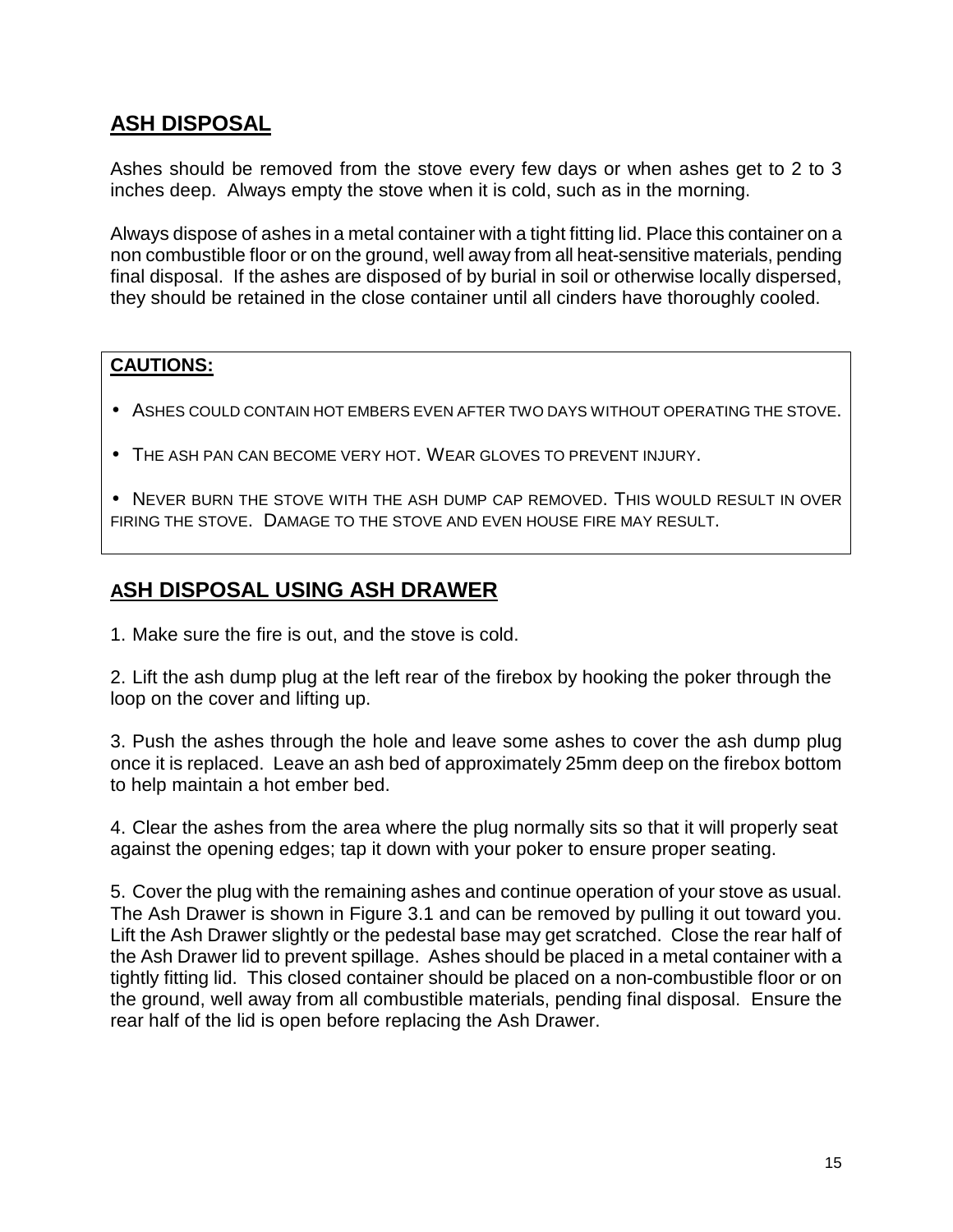## ASH DISPOSAL

Ashes should be removed from the stove every few days or when ashes get to 2 to 3 inches deep. Always empty the stove when it is cold, such as in the morning.

Always dispose of ashes in a metal container with a tight fitting lid. Place this container on a non combustible floor or on the ground, well away from all heat-sensitive materials, pending final disposal. If the ashes are disposed of by burial in soil or otherwise locally dispersed, they should be retained in the close container until all cinders have thoroughly cooled.

**CAUTIONS:**

- ASHES COULD CONTAIN HOT EMBERS EVEN AFTER TWO DAYS WITHOUT OPERATING THE STOVE.
- THE ASH PAN CAN BECOME VERY HOT. WEAR GLOVES TO PREVENT INJURY.
- NEVER BURN THE STOVE WITH THE ASH DUMP CAP REMOVED. THIS WOULD RESULT IN OVER FIRING THE STOVE. DAMAGE TO THE STOVE AND EVEN HOUSE FIRE MAY RESULT.

## ASH DISPOSAL USING ASH DRAWER

1. Make sure the fire is out, and the stove is cold.

2. Lift the ash dump plug at the left rear of the firebox by hooking the poker through the loop on the cover and lifting up.

3. Push the ashes through the hole and leave some ashes to cover the ash dump plug once it is replaced. Leave an ash bed of approximately 25mm deep on the firebox bottom to help maintain a hot ember bed.

4. Clear the ashes from the area where the plug normally sits so that it will properly seat against the opening edges; tap it down with your poker to ensure proper seating.

5. Cover the plug with the remaining ashes and continue operation of your stove as usual. The Ash Drawer is shown in Figure 3.1 and can be removed by pulling it out toward you. Lift the Ash Drawer slightly or the pedestal base may get scratched. Close the rear half of the Ash Drawer lid to prevent spillage. Ashes should be placed in a metal container with a tightly fitting lid. This closed container should be placed on a non-combustible floor or on the ground, well away from all combustible materials, pending final disposal. Ensure the rear half of the lid is open before replacing the Ash Drawer.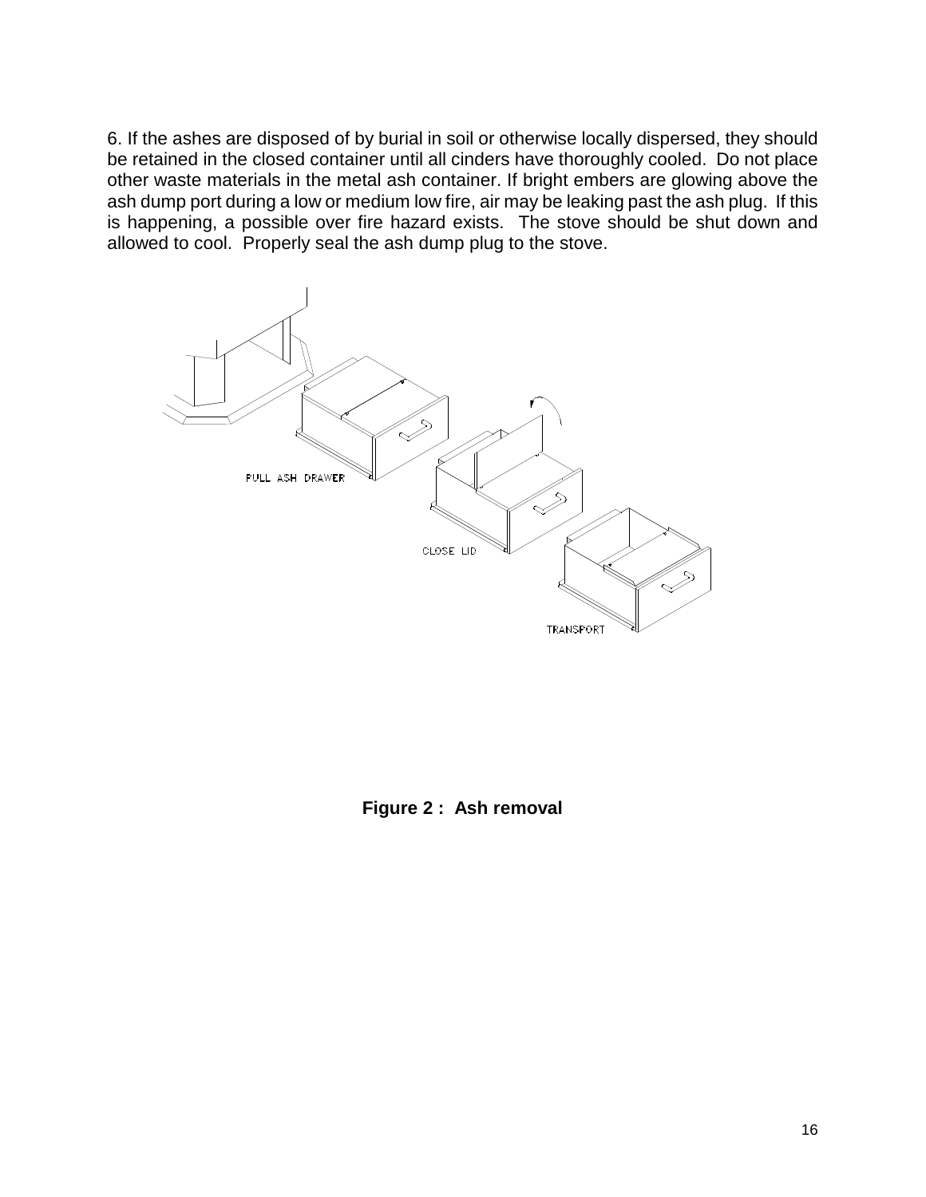6. If the ashes are disposed of by burial in soil or otherwise locally dispersed, they should be retained in the closed container until all cinders have thoroughly cooled. Do not place other waste materials in the metal ash container. If bright embers are glowing above the ash dump port during a low or medium low fire, air may be leaking past the ash plug. If this is happening, a possible over fire hazard exists. The stove should be shut down and allowed to cool. Properly seal the ash dump plug to the stove.

PULL ASH DRAWER

CLOSE LID

TRANSPORT

**Figure 2 : Ash removal**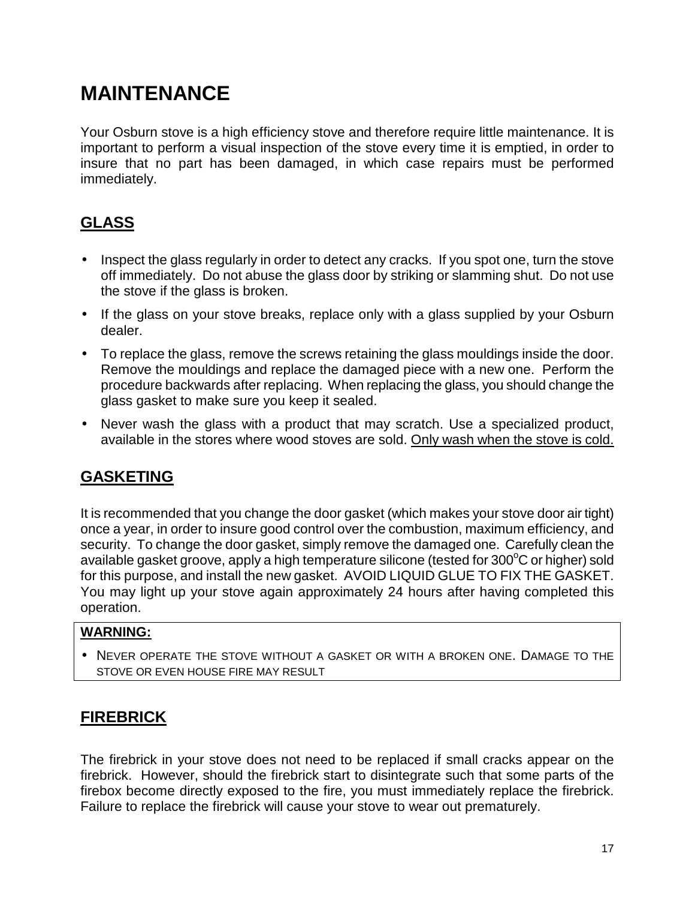# MAINTENANCE

Your Osburn stove is a high efficiency stove and therefore require little maintenance. It is important to perform a visual inspection of the stove every time it is emptied, in order to insure that no part has been damaged, in which case repairs must be performed immediately.

## GLASS

- Inspect the glass regularly in order to detect any cracks. If you spot one, turn the stove off immediately. Do not abuse the glass door by striking or slamming shut. Do not use the stove if the glass is broken.
- If the glass on your stove breaks, replace only with a glass supplied by your Osburn dealer.
- To replace the glass, remove the screws retaining the glass mouldings inside the door. Remove the mouldings and replace the damaged piece with a new one. Perform the procedure backwards after replacing. When replacing the glass, you should change the glass gasket to make sure you keep it sealed.
- Never wash the glass with a product that may scratch. Use a specialized product, available in the stores where wood stoves are sold. <u>Only wash when the stove is cold.</u>

## GASKETING

It is recommended that you change the door gasket (which makes your stove door air tight) once a year, in order to insure good control over the combustion, maximum efficiency, and security. To change the door gasket, simply remove the damaged one. Carefully clean the available gasket groove, apply a high temperature silicone (tested for 300°C or higher) sold for this purpose, and install the new gasket. AVOID LIQUID GLUE TO FIX THE GASKET. You may light up your stove again approximately 24 hours after having completed this operation.

**WARNING:**

- NEVER OPERATE THE STOVE WITHOUT A GASKET OR WITH A BROKEN ONE. DAMAGE TO THE STOVE OR EVEN HOUSE FIRE MAY RESULT

## FIREBRICK

The firebrick in your stove does not need to be replaced if small cracks appear on the firebrick. However, should the firebrick start to disintegrate such that some parts of the firebox become directly exposed to the fire, you must immediately replace the firebrick. Failure to replace the firebrick will cause your stove to wear out prematurely.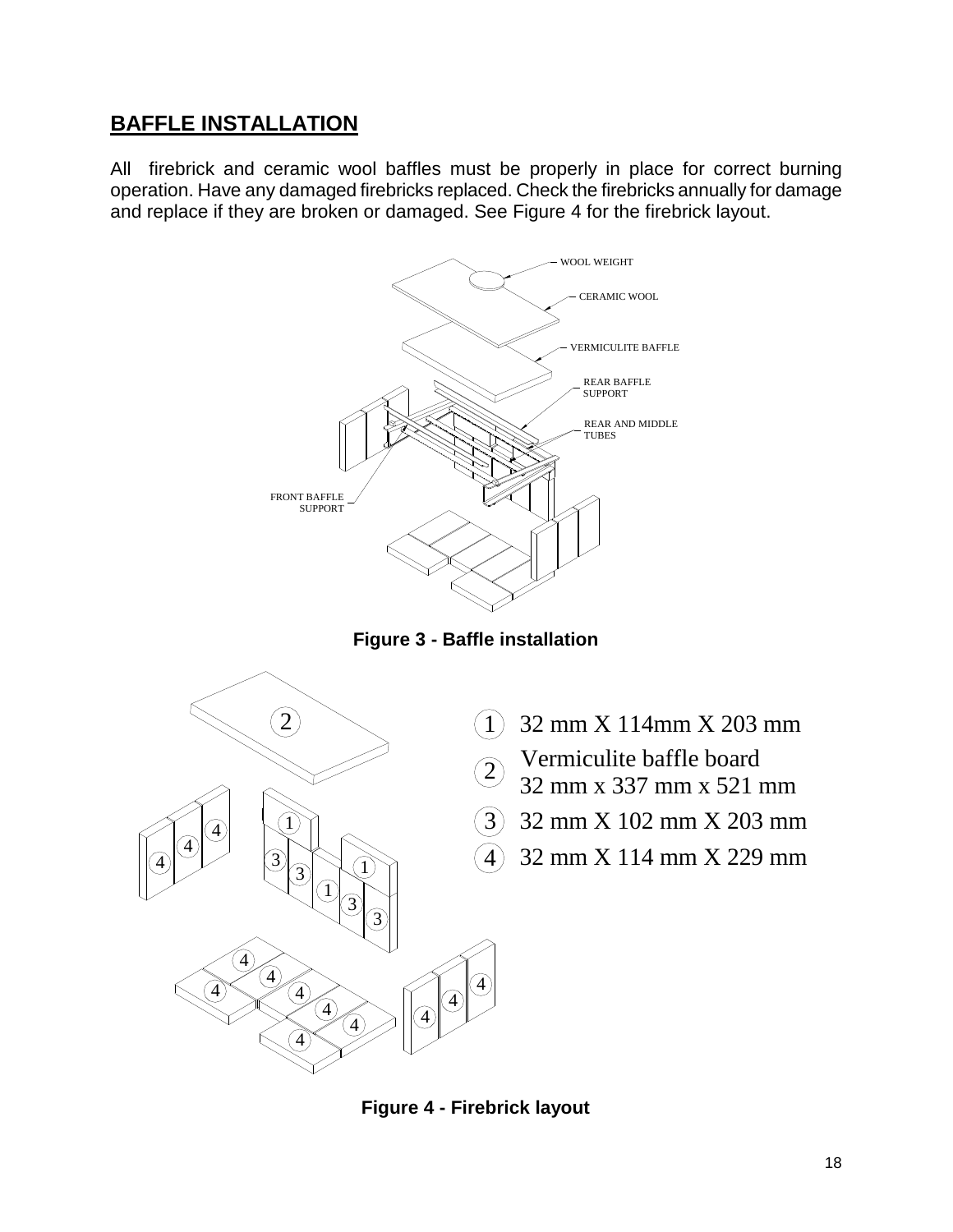## BAFFLE INSTALLATION

All firebrick and ceramic wool baffles must be properly in place for correct burning operation. Have any damaged firebricks replaced. Check the firebricks annually for damage and replace if they are broken or damaged. See Figure 4 for the firebrick layout.

WOOL WEIGHT

CERAMIC WOOL

VERMICULITE BAFFLE

REAR BAFFLE SUPPORT

REAR AND MIDDLE TUBES

FRONT BAFFLE SUPPORT

**Figure 3 - Baffle installation**

1 32 mm X 114mm X 203 mm

2 Vermiculite baffle board
32 mm x 337 mm x 521 mm

3 32 mm X 102 mm X 203 mm

4 32 mm X 114 mm X 229 mm

**Figure 4 - Firebrick layout**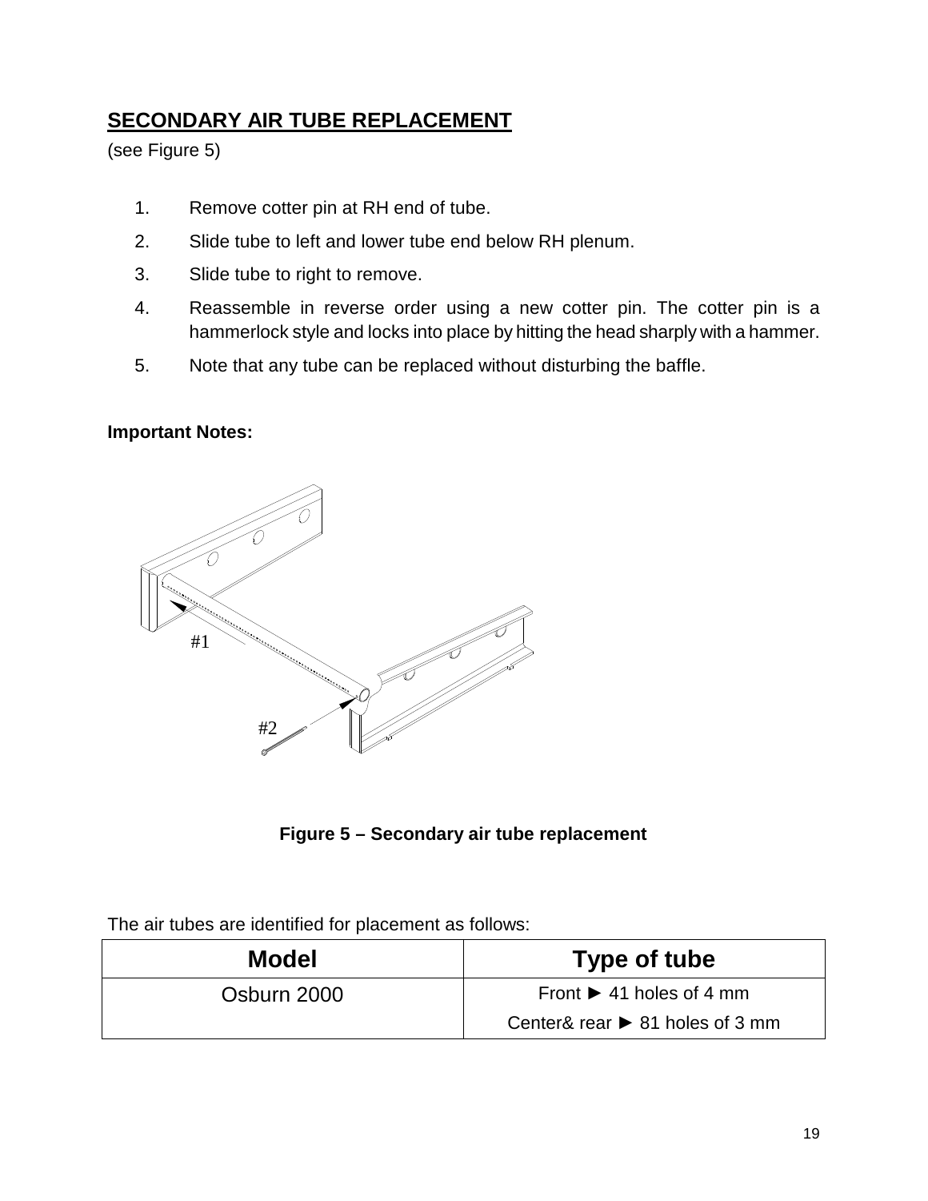## SECONDARY AIR TUBE REPLACEMENT

(see Figure 5)

1. Remove cotter pin at RH end of tube.
2. Slide tube to left and lower tube end below RH plenum.
3. Slide tube to right to remove.
4. Reassemble in reverse order using a new cotter pin. The cotter pin is a hammerlock style and locks into place by hitting the head sharply with a hammer.
5. Note that any tube can be replaced without disturbing the baffle.

**Important Notes:**

#1

#2

**Figure 5 – Secondary air tube replacement**

The air tubes are identified for placement as follows:

| Model | Type of tube |
|---|---|
| Osburn 2000 | Front ► 41 holes of 4 mm<br>Center& rear ► 81 holes of 3 mm |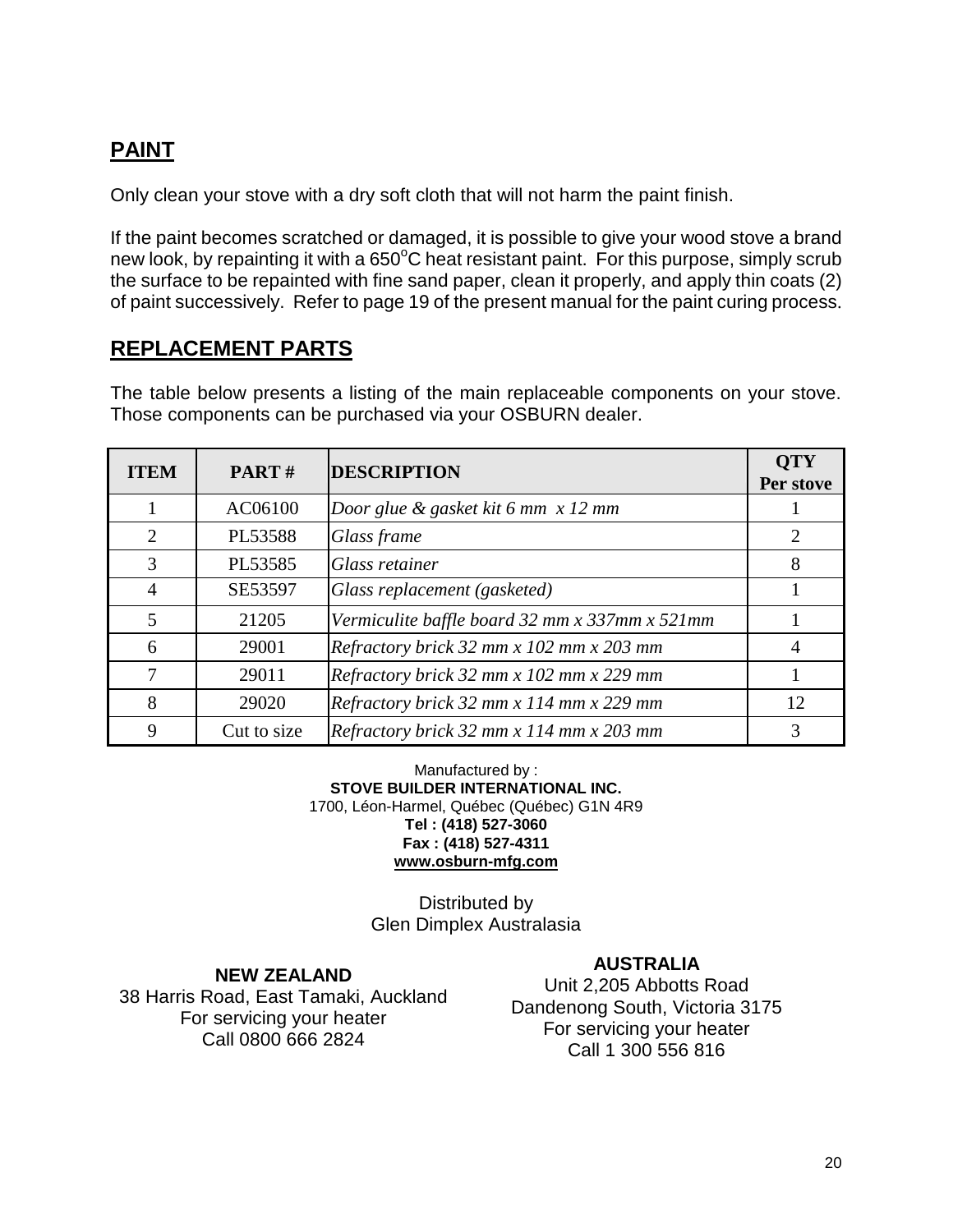## PAINT

Only clean your stove with a dry soft cloth that will not harm the paint finish.

If the paint becomes scratched or damaged, it is possible to give your wood stove a brand new look, by repainting it with a 650°C heat resistant paint. For this purpose, simply scrub the surface to be repainted with fine sand paper, clean it properly, and apply thin coats (2) of paint successively. Refer to page 19 of the present manual for the paint curing process.

## REPLACEMENT PARTS

The table below presents a listing of the main replaceable components on your stove. Those components can be purchased via your OSBURN dealer.

| ITEM | PART # | DESCRIPTION | QTY Per stove |
|---|---|---|---|
| 1 | AC06100 | *Door glue & gasket kit 6 mm x 12 mm* | 1 |
| 2 | PL53588 | *Glass frame* | 2 |
| 3 | PL53585 | *Glass retainer* | 8 |
| 4 | SE53597 | *Glass replacement (gasketed)* | 1 |
| 5 | 21205 | *Vermiculite baffle board 32 mm x 337mm x 521mm* | 1 |
| 6 | 29001 | *Refractory brick 32 mm x 102 mm x 203 mm* | 4 |
| 7 | 29011 | *Refractory brick 32 mm x 102 mm x 229 mm* | 1 |
| 8 | 29020 | *Refractory brick 32 mm x 114 mm x 229 mm* | 12 |
| 9 | Cut to size | *Refractory brick 32 mm x 114 mm x 203 mm* | 3 |

Manufactured by :
**STOVE BUILDER INTERNATIONAL INC.**
1700, Léon-Harmel, Québec (Québec) G1N 4R9
**Tel : (418) 527-3060**
**Fax : (418) 527-4311**
**www.osburn-mfg.com**

Distributed by
Glen Dimplex Australasia

**NEW ZEALAND**
38 Harris Road, East Tamaki, Auckland
For servicing your heater
Call 0800 666 2824

**AUSTRALIA**
Unit 2,205 Abbotts Road
Dandenong South, Victoria 3175
For servicing your heater
Call 1 300 556 816